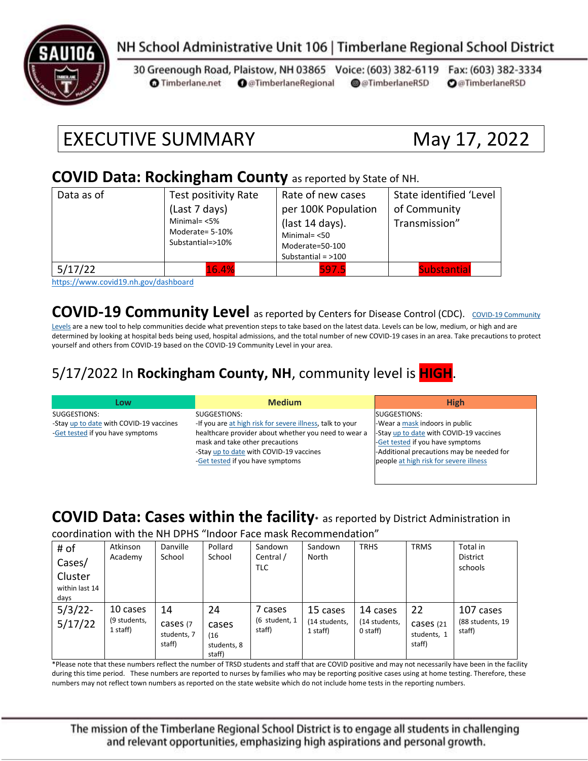NH School Administrative Unit 106 | Timberlane Regional School District

30 Greenough Road, Plaistow, NH 03865 Voice: (603) 382-6119 Fax: (603) 382-3334
Timberlane.net @TimberlaneRegional @TimberlaneRSD @TimberlaneRSD

# EXECUTIVE SUMMARY May 17, 2022

## COVID Data: Rockingham County as reported by State of NH.

| Data as of | Test positivity Rate (Last 7 days) Minimal= <5% Moderate= 5-10% Substantial=>10% | Rate of new cases per 100K Population (last 14 days). Minimal= <50 Moderate=50-100 Substantial = >100 | State identified 'Level of Community Transmission" |
|---|---|---|---|
| 5/17/22 | 16.4% | 597.5 | Substantial |

https://www.covid19.nh.gov/dashboard

## COVID-19 Community Level as reported by Centers for Disease Control (CDC).

COVID-19 Community Levels are a new tool to help communities decide what prevention steps to take based on the latest data. Levels can be low, medium, or high and are determined by looking at hospital beds being used, hospital admissions, and the total number of new COVID-19 cases in an area. Take precautions to protect yourself and others from COVID-19 based on the COVID-19 Community Level in your area.

## 5/17/2022 In **Rockingham County, NH**, community level is **HIGH**.

| Low | Medium | High |
|---|---|---|
| SUGGESTIONS:<br>-Stay up to date with COVID-19 vaccines<br>-Get tested if you have symptoms | SUGGESTIONS:<br>-If you are at high risk for severe illness, talk to your healthcare provider about whether you need to wear a mask and take other precautions<br>-Stay up to date with COVID-19 vaccines<br>-Get tested if you have symptoms | SUGGESTIONS:<br>-Wear a mask indoors in public<br>-Stay up to date with COVID-19 vaccines<br>-Get tested if you have symptoms<br>-Additional precautions may be needed for people at high risk for severe illness |

## COVID Data: Cases within the facility* as reported by District Administration in coordination with the NH DPHS "Indoor Face mask Recommendation"

| # of Cases/ Cluster within last 14 days | Atkinson Academy | Danville School | Pollard School | Sandown Central / TLC | Sandown North | TRHS | TRMS | Total in District schools |
|---|---|---|---|---|---|---|---|---|
| 5/3/22-5/17/22 | 10 cases (9 students, 1 staff) | 14 cases (7 students, 7 staff) | 24 cases (16 students, 8 staff) | 7 cases (6 student, 1 staff) | 15 cases (14 students, 1 staff) | 14 cases (14 students, 0 staff) | 22 cases (21 students, 1 staff) | 107 cases (88 students, 19 staff) |

*Please note that these numbers reflect the number of TRSD students and staff that are COVID positive and may not necessarily have been in the facility during this time period. These numbers are reported to nurses by families who may be reporting positive cases using at home testing. Therefore, these numbers may not reflect town numbers as reported on the state website which do not include home tests in the reporting numbers.

The mission of the Timberlane Regional School District is to engage all students in challenging and relevant opportunities, emphasizing high aspirations and personal growth.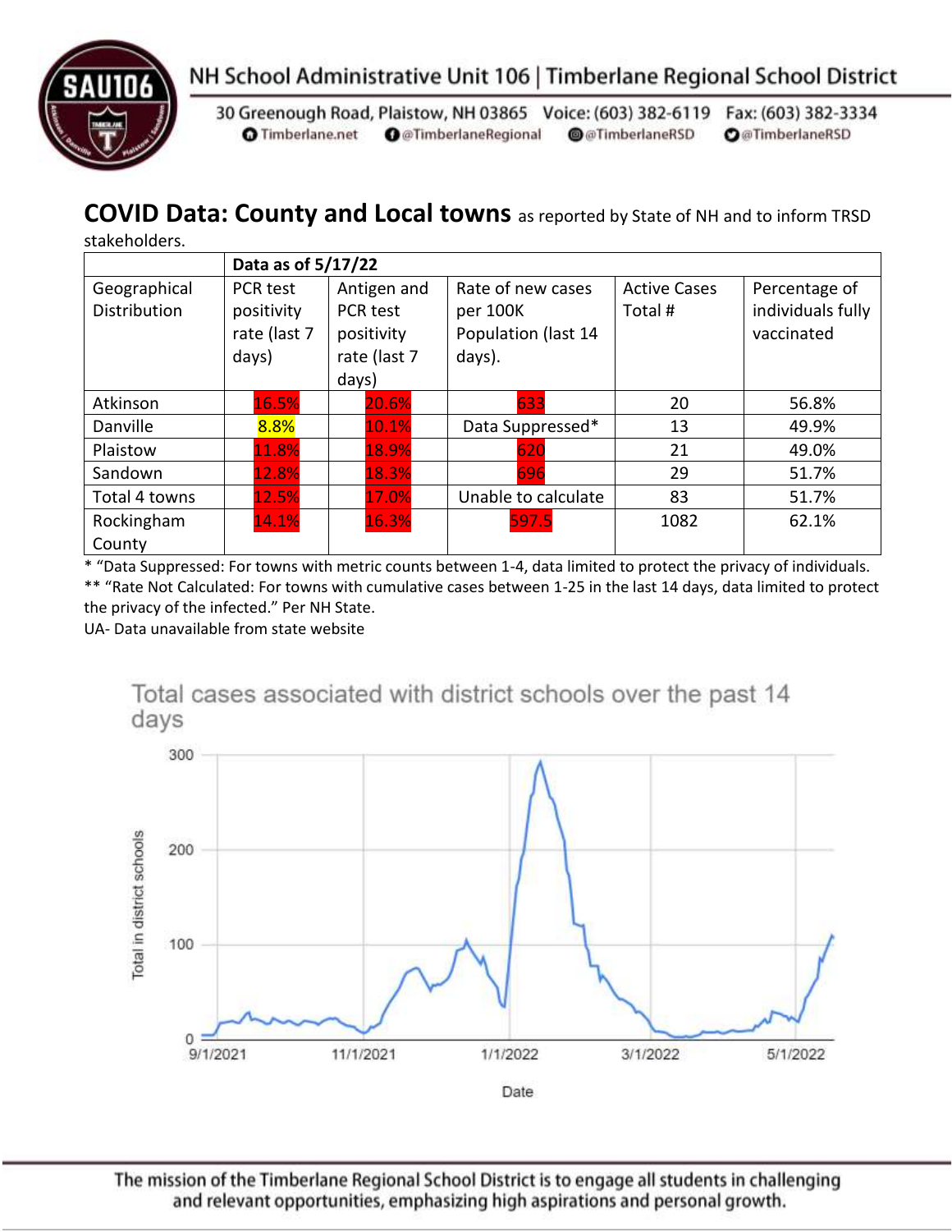## COVID Data: County and Local towns as reported by State of NH and to inform TRSD stakeholders.

| | Data as of 5/17/22 | | | | |
|---|---|---|---|---|---|
| Geographical Distribution | PCR test positivity rate (last 7 days) | Antigen and PCR test positivity rate (last 7 days) | Rate of new cases per 100K Population (last 14 days). | Active Cases Total # | Percentage of individuals fully vaccinated |
| Atkinson | 16.5% | 20.6% | 633 | 20 | 56.8% |
| Danville | 8.8% | 10.1% | Data Suppressed* | 13 | 49.9% |
| Plaistow | 11.8% | 18.9% | 620 | 21 | 49.0% |
| Sandown | 12.8% | 18.3% | 696 | 29 | 51.7% |
| Total 4 towns | 12.5% | 17.0% | Unable to calculate | 83 | 51.7% |
| Rockingham County | 14.1% | 16.3% | 597.5 | 1082 | 62.1% |

* "Data Suppressed: For towns with metric counts between 1-4, data limited to protect the privacy of individuals.
** "Rate Not Calculated: For towns with cumulative cases between 1-25 in the last 14 days, data limited to protect the privacy of the infected." Per NH State.
UA- Data unavailable from state website

Total cases associated with district schools over the past 14 days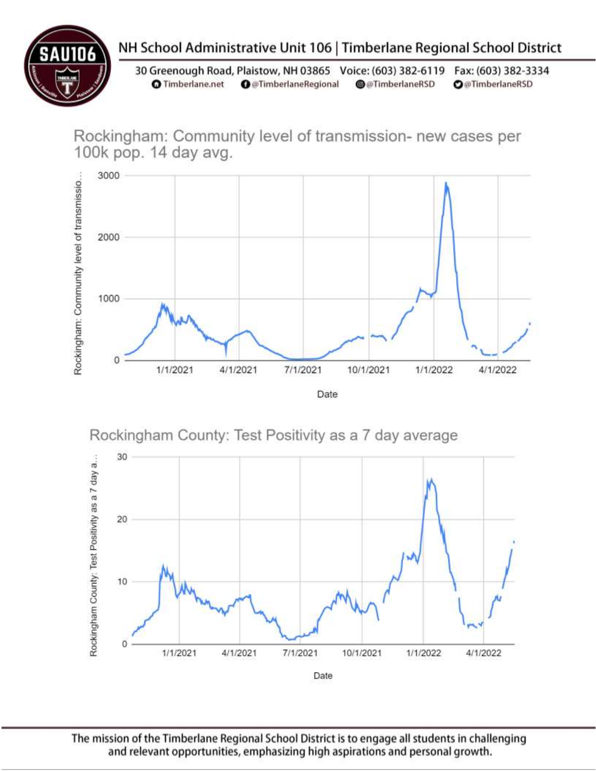NH School Administrative Unit 106 | Timberlane Regional School District

30 Greenough Road, Plaistow, NH 03865 Voice: (603) 382-6119 Fax: (603) 382-3334

Timberlane.net @TimberlaneRegional @TimberlaneRSD @TimberlaneRSD

## Rockingham: Community level of transmission- new cases per 100k pop. 14 day avg.

Rockingham: Community level of transmissio...

3000
2000
1000
0

1/1/2021 4/1/2021 7/1/2021 10/1/2021 1/1/2022 4/1/2022

Date

## Rockingham County: Test Positivity as a 7 day average

Rockingham County: Test Positivity as a 7 day a...

30
20
10
0

1/1/2021 4/1/2021 7/1/2021 10/1/2021 1/1/2022 4/1/2022

Date

The mission of the Timberlane Regional School District is to engage all students in challenging and relevant opportunities, emphasizing high aspirations and personal growth.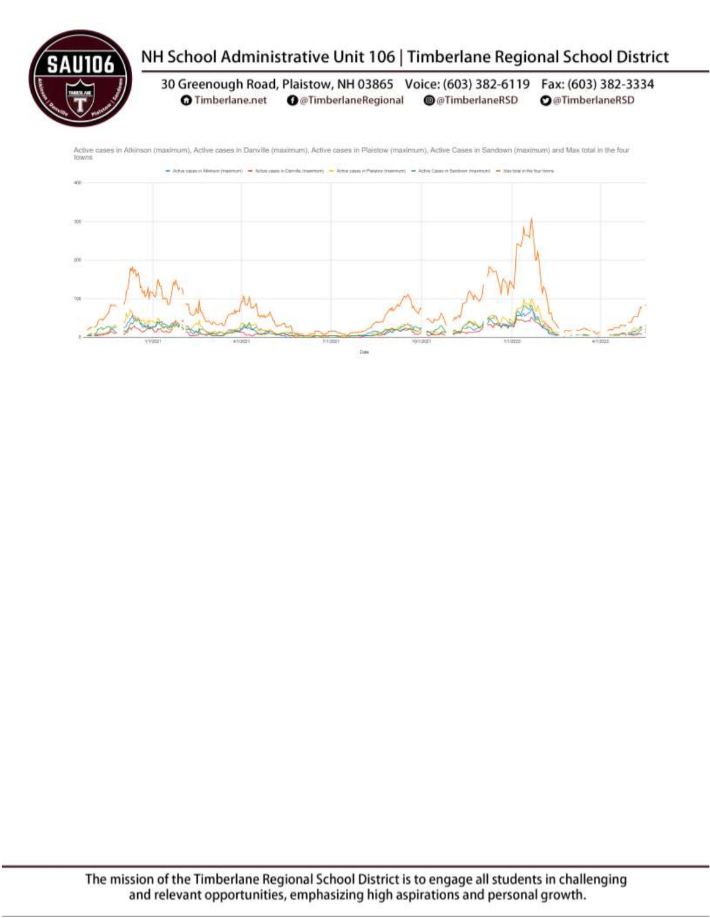Active cases in Atkinson (maximum), Active cases in Danville (maximum), Active cases in Plaistow (maximum), Active Cases in Sandown (maximum) and Max total in the four towns

Active cases in Atkinson (maximum) — Active cases in Danville (maximum) — Active cases in Plaistow (maximum) — Active Cases in Sandown (maximum) — Max total in the four towns

400

300

200

100

0

1/1/2021 4/1/2021 7/1/2021 10/1/2021 1/1/2022 4/1/2022

Date

The mission of the Timberlane Regional School District is to engage all students in challenging and relevant opportunities, emphasizing high aspirations and personal growth.